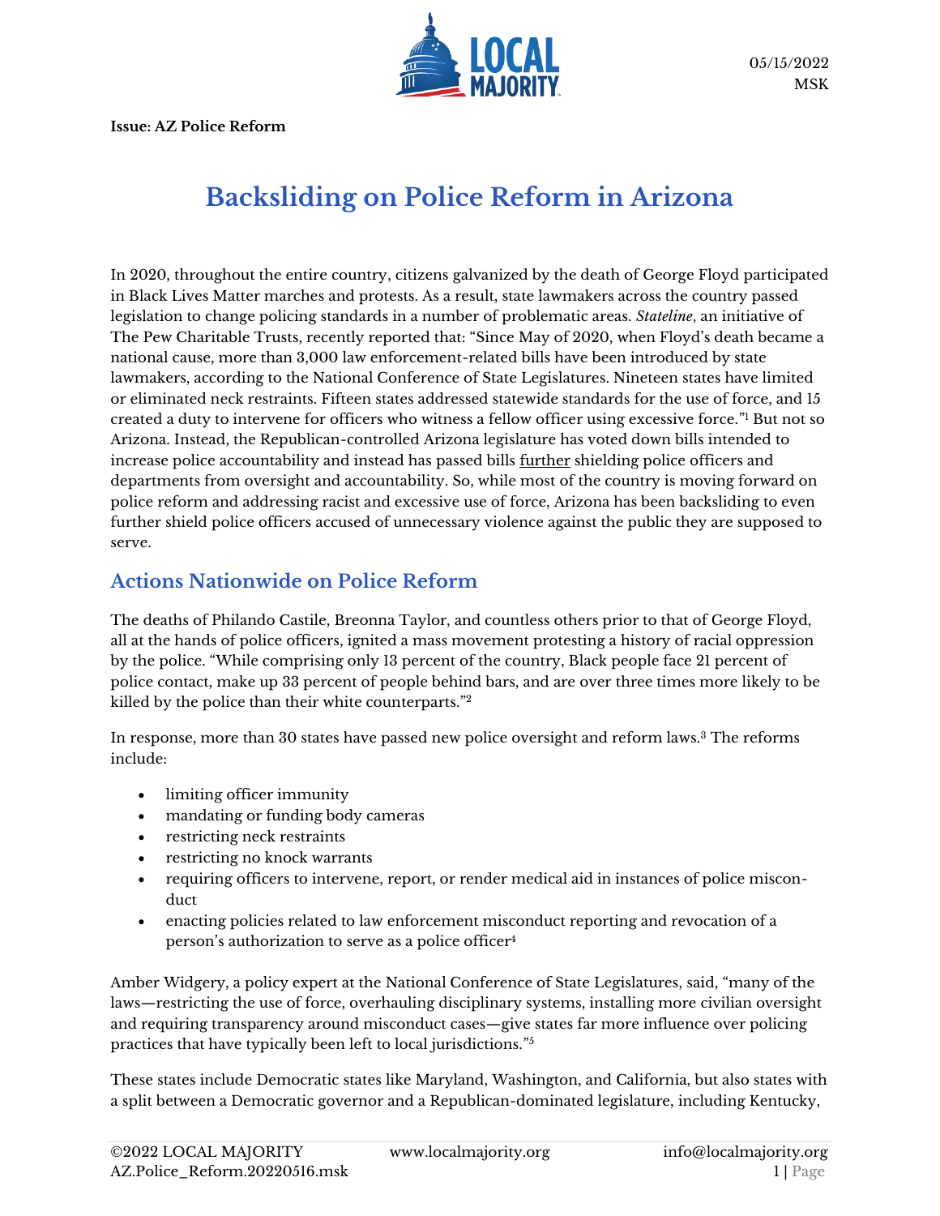05/15/2022
MSK

**Issue: AZ Police Reform**

# Backsliding on Police Reform in Arizona

In 2020, throughout the entire country, citizens galvanized by the death of George Floyd participated in Black Lives Matter marches and protests. As a result, state lawmakers across the country passed legislation to change policing standards in a number of problematic areas. *Stateline*, an initiative of The Pew Charitable Trusts, recently reported that: "Since May of 2020, when Floyd's death became a national cause, more than 3,000 law enforcement-related bills have been introduced by state lawmakers, according to the National Conference of State Legislatures. Nineteen states have limited or eliminated neck restraints. Fifteen states addressed statewide standards for the use of force, and 15 created a duty to intervene for officers who witness a fellow officer using excessive force."[1] But not so Arizona. Instead, the Republican-controlled Arizona legislature has voted down bills intended to increase police accountability and instead has passed bills further shielding police officers and departments from oversight and accountability. So, while most of the country is moving forward on police reform and addressing racist and excessive use of force, Arizona has been backsliding to even further shield police officers accused of unnecessary violence against the public they are supposed to serve.

## Actions Nationwide on Police Reform

The deaths of Philando Castile, Breonna Taylor, and countless others prior to that of George Floyd, all at the hands of police officers, ignited a mass movement protesting a history of racial oppression by the police. "While comprising only 13 percent of the country, Black people face 21 percent of police contact, make up 33 percent of people behind bars, and are over three times more likely to be killed by the police than their white counterparts."[2]

In response, more than 30 states have passed new police oversight and reform laws.[3] The reforms include:

- limiting officer immunity
- mandating or funding body cameras
- restricting neck restraints
- restricting no knock warrants
- requiring officers to intervene, report, or render medical aid in instances of police misconduct
- enacting policies related to law enforcement misconduct reporting and revocation of a person's authorization to serve as a police officer[4]

Amber Widgery, a policy expert at the National Conference of State Legislatures, said, "many of the laws—restricting the use of force, overhauling disciplinary systems, installing more civilian oversight and requiring transparency around misconduct cases—give states far more influence over policing practices that have typically been left to local jurisdictions."[5]

These states include Democratic states like Maryland, Washington, and California, but also states with a split between a Democratic governor and a Republican-dominated legislature, including Kentucky,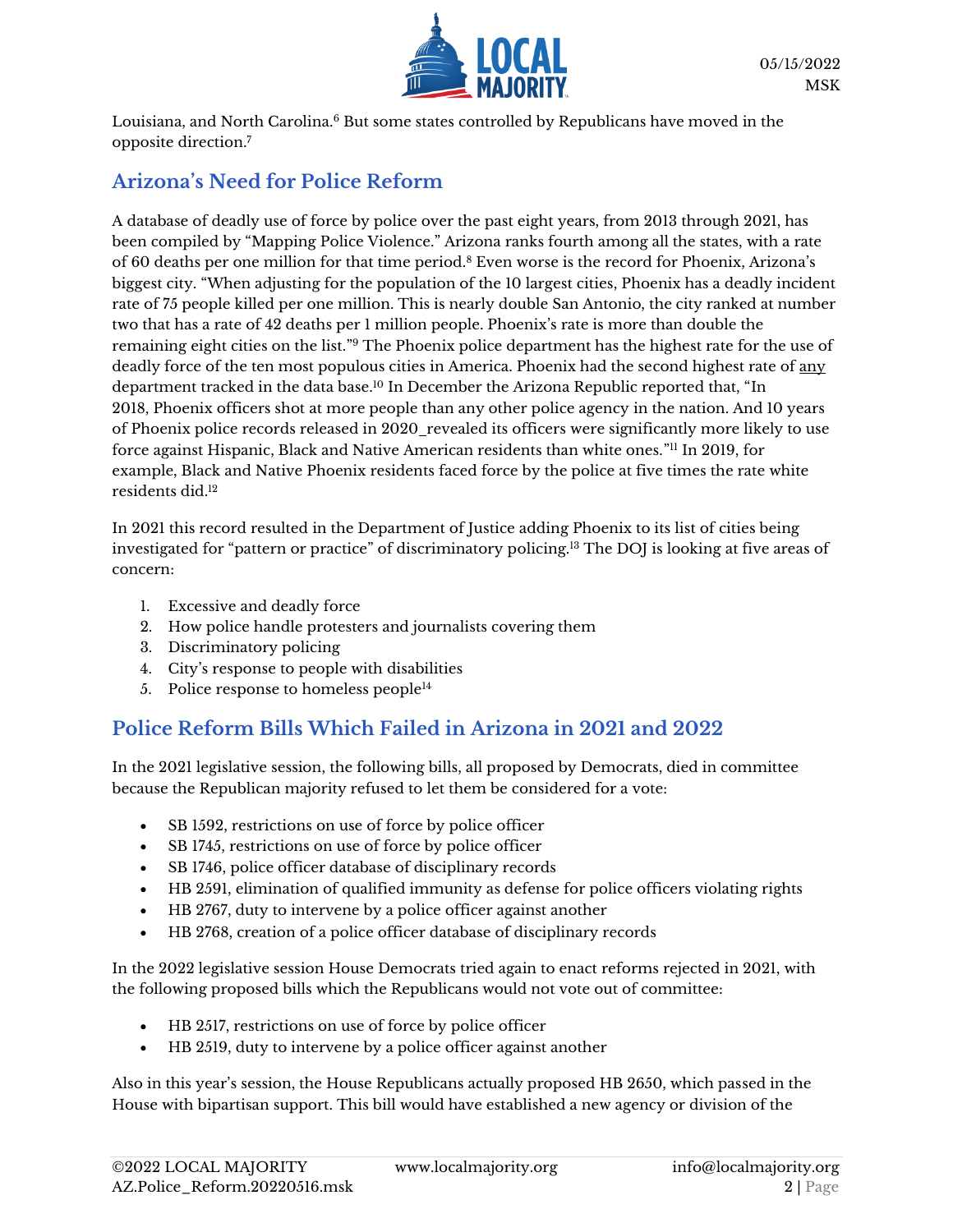Louisiana, and North Carolina.[6] But some states controlled by Republicans have moved in the opposite direction.[7]

## Arizona's Need for Police Reform

A database of deadly use of force by police over the past eight years, from 2013 through 2021, has been compiled by "Mapping Police Violence." Arizona ranks fourth among all the states, with a rate of 60 deaths per one million for that time period.[8] Even worse is the record for Phoenix, Arizona's biggest city. "When adjusting for the population of the 10 largest cities, Phoenix has a deadly incident rate of 75 people killed per one million. This is nearly double San Antonio, the city ranked at number two that has a rate of 42 deaths per 1 million people. Phoenix's rate is more than double the remaining eight cities on the list."[9] The Phoenix police department has the highest rate for the use of deadly force of the ten most populous cities in America. Phoenix had the second highest rate of <u>any</u> department tracked in the data base.[10] In December the Arizona Republic reported that, "In 2018, Phoenix officers shot at more people than any other police agency in the nation. And 10 years of Phoenix police records released in 2020_revealed its officers were significantly more likely to use force against Hispanic, Black and Native American residents than white ones."[11] In 2019, for example, Black and Native Phoenix residents faced force by the police at five times the rate white residents did.[12]

In 2021 this record resulted in the Department of Justice adding Phoenix to its list of cities being investigated for "pattern or practice" of discriminatory policing.[13] The DOJ is looking at five areas of concern:

1. Excessive and deadly force
2. How police handle protesters and journalists covering them
3. Discriminatory policing
4. City's response to people with disabilities
5. Police response to homeless people[14]

## Police Reform Bills Which Failed in Arizona in 2021 and 2022

In the 2021 legislative session, the following bills, all proposed by Democrats, died in committee because the Republican majority refused to let them be considered for a vote:

- SB 1592, restrictions on use of force by police officer
- SB 1745, restrictions on use of force by police officer
- SB 1746, police officer database of disciplinary records
- HB 2591, elimination of qualified immunity as defense for police officers violating rights
- HB 2767, duty to intervene by a police officer against another
- HB 2768, creation of a police officer database of disciplinary records

In the 2022 legislative session House Democrats tried again to enact reforms rejected in 2021, with the following proposed bills which the Republicans would not vote out of committee:

- HB 2517, restrictions on use of force by police officer
- HB 2519, duty to intervene by a police officer against another

Also in this year's session, the House Republicans actually proposed HB 2650, which passed in the House with bipartisan support. This bill would have established a new agency or division of the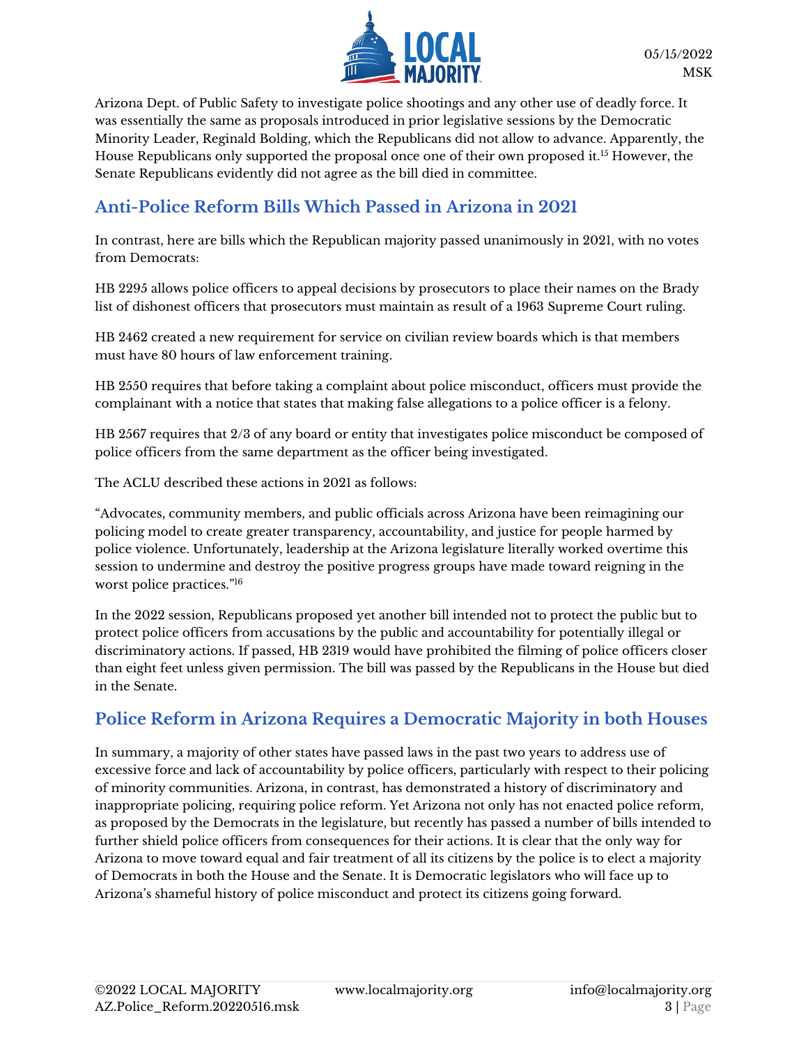Arizona Dept. of Public Safety to investigate police shootings and any other use of deadly force. It was essentially the same as proposals introduced in prior legislative sessions by the Democratic Minority Leader, Reginald Bolding, which the Republicans did not allow to advance. Apparently, the House Republicans only supported the proposal once one of their own proposed it.[15] However, the Senate Republicans evidently did not agree as the bill died in committee.

## Anti-Police Reform Bills Which Passed in Arizona in 2021

In contrast, here are bills which the Republican majority passed unanimously in 2021, with no votes from Democrats:

HB 2295 allows police officers to appeal decisions by prosecutors to place their names on the Brady list of dishonest officers that prosecutors must maintain as result of a 1963 Supreme Court ruling.

HB 2462 created a new requirement for service on civilian review boards which is that members must have 80 hours of law enforcement training.

HB 2550 requires that before taking a complaint about police misconduct, officers must provide the complainant with a notice that states that making false allegations to a police officer is a felony.

HB 2567 requires that 2/3 of any board or entity that investigates police misconduct be composed of police officers from the same department as the officer being investigated.

The ACLU described these actions in 2021 as follows:

"Advocates, community members, and public officials across Arizona have been reimagining our policing model to create greater transparency, accountability, and justice for people harmed by police violence. Unfortunately, leadership at the Arizona legislature literally worked overtime this session to undermine and destroy the positive progress groups have made toward reigning in the worst police practices."[16]

In the 2022 session, Republicans proposed yet another bill intended not to protect the public but to protect police officers from accusations by the public and accountability for potentially illegal or discriminatory actions. If passed, HB 2319 would have prohibited the filming of police officers closer than eight feet unless given permission. The bill was passed by the Republicans in the House but died in the Senate.

## Police Reform in Arizona Requires a Democratic Majority in both Houses

In summary, a majority of other states have passed laws in the past two years to address use of excessive force and lack of accountability by police officers, particularly with respect to their policing of minority communities. Arizona, in contrast, has demonstrated a history of discriminatory and inappropriate policing, requiring police reform. Yet Arizona not only has not enacted police reform, as proposed by the Democrats in the legislature, but recently has passed a number of bills intended to further shield police officers from consequences for their actions. It is clear that the only way for Arizona to move toward equal and fair treatment of all its citizens by the police is to elect a majority of Democrats in both the House and the Senate. It is Democratic legislators who will face up to Arizona's shameful history of police misconduct and protect its citizens going forward.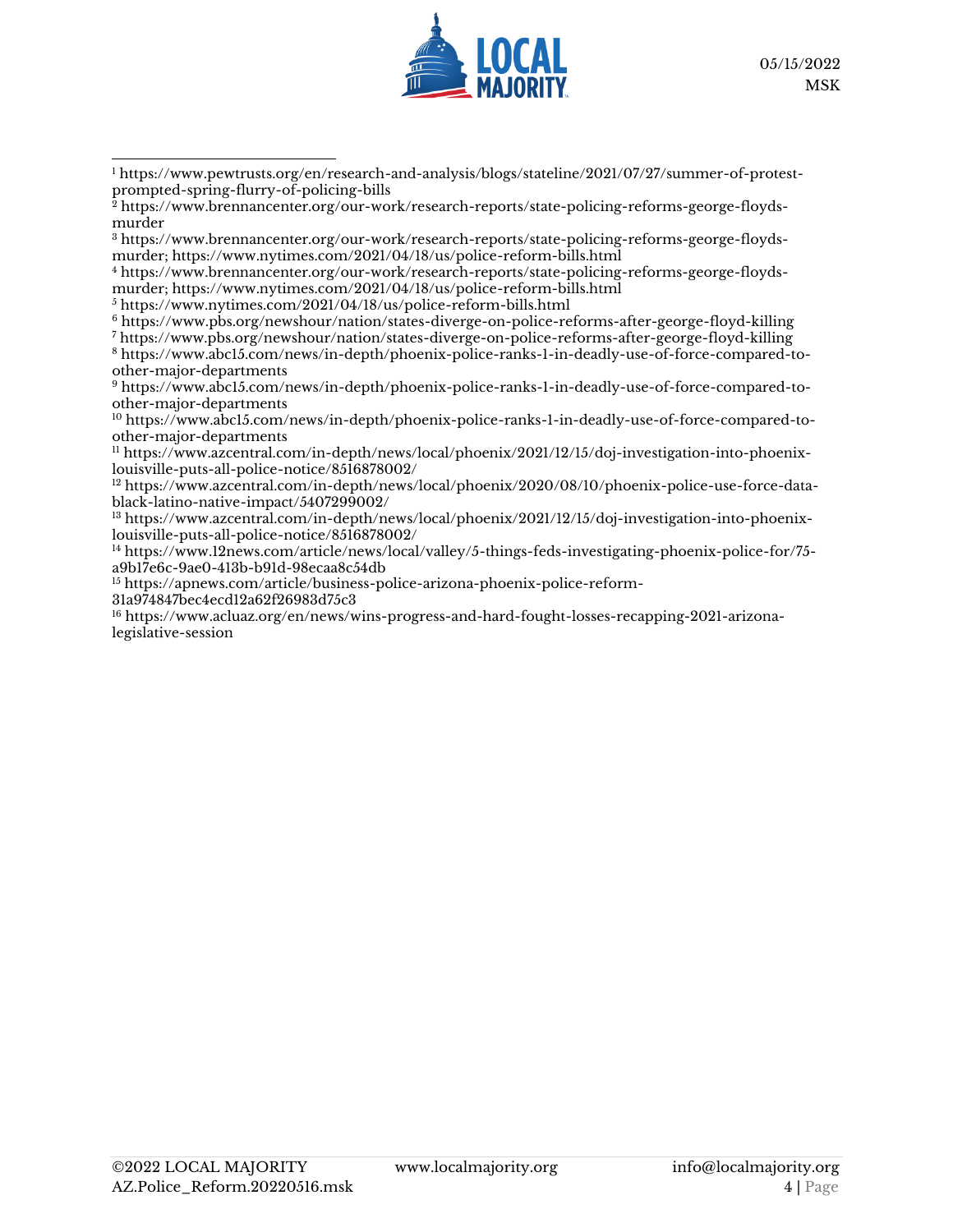[1] https://www.pewtrusts.org/en/research-and-analysis/blogs/stateline/2021/07/27/summer-of-protest-prompted-spring-flurry-of-policing-bills

[2] https://www.brennancenter.org/our-work/research-reports/state-policing-reforms-george-floyds-murder

[3] https://www.brennancenter.org/our-work/research-reports/state-policing-reforms-george-floyds-murder; https://www.nytimes.com/2021/04/18/us/police-reform-bills.html

[4] https://www.brennancenter.org/our-work/research-reports/state-policing-reforms-george-floyds-murder; https://www.nytimes.com/2021/04/18/us/police-reform-bills.html

[5] https://www.nytimes.com/2021/04/18/us/police-reform-bills.html

[6] https://www.pbs.org/newshour/nation/states-diverge-on-police-reforms-after-george-floyd-killing

[7] https://www.pbs.org/newshour/nation/states-diverge-on-police-reforms-after-george-floyd-killing

[8] https://www.abc15.com/news/in-depth/phoenix-police-ranks-1-in-deadly-use-of-force-compared-to-other-major-departments

[9] https://www.abc15.com/news/in-depth/phoenix-police-ranks-1-in-deadly-use-of-force-compared-to-other-major-departments

[10] https://www.abc15.com/news/in-depth/phoenix-police-ranks-1-in-deadly-use-of-force-compared-to-other-major-departments

[11] https://www.azcentral.com/in-depth/news/local/phoenix/2021/12/15/doj-investigation-into-phoenix-louisville-puts-all-police-notice/8516878002/

[12] https://www.azcentral.com/in-depth/news/local/phoenix/2020/08/10/phoenix-police-use-force-data-black-latino-native-impact/5407299002/

[13] https://www.azcentral.com/in-depth/news/local/phoenix/2021/12/15/doj-investigation-into-phoenix-louisville-puts-all-police-notice/8516878002/

[14] https://www.12news.com/article/news/local/valley/5-things-feds-investigating-phoenix-police-for/75-a9b17e6c-9ae0-413b-b91d-98ecaa8c54db

[15] https://apnews.com/article/business-police-arizona-phoenix-police-reform-31a974847bec4ecd12a62f26983d75c3

[16] https://www.acluaz.org/en/news/wins-progress-and-hard-fought-losses-recapping-2021-arizona-legislative-session